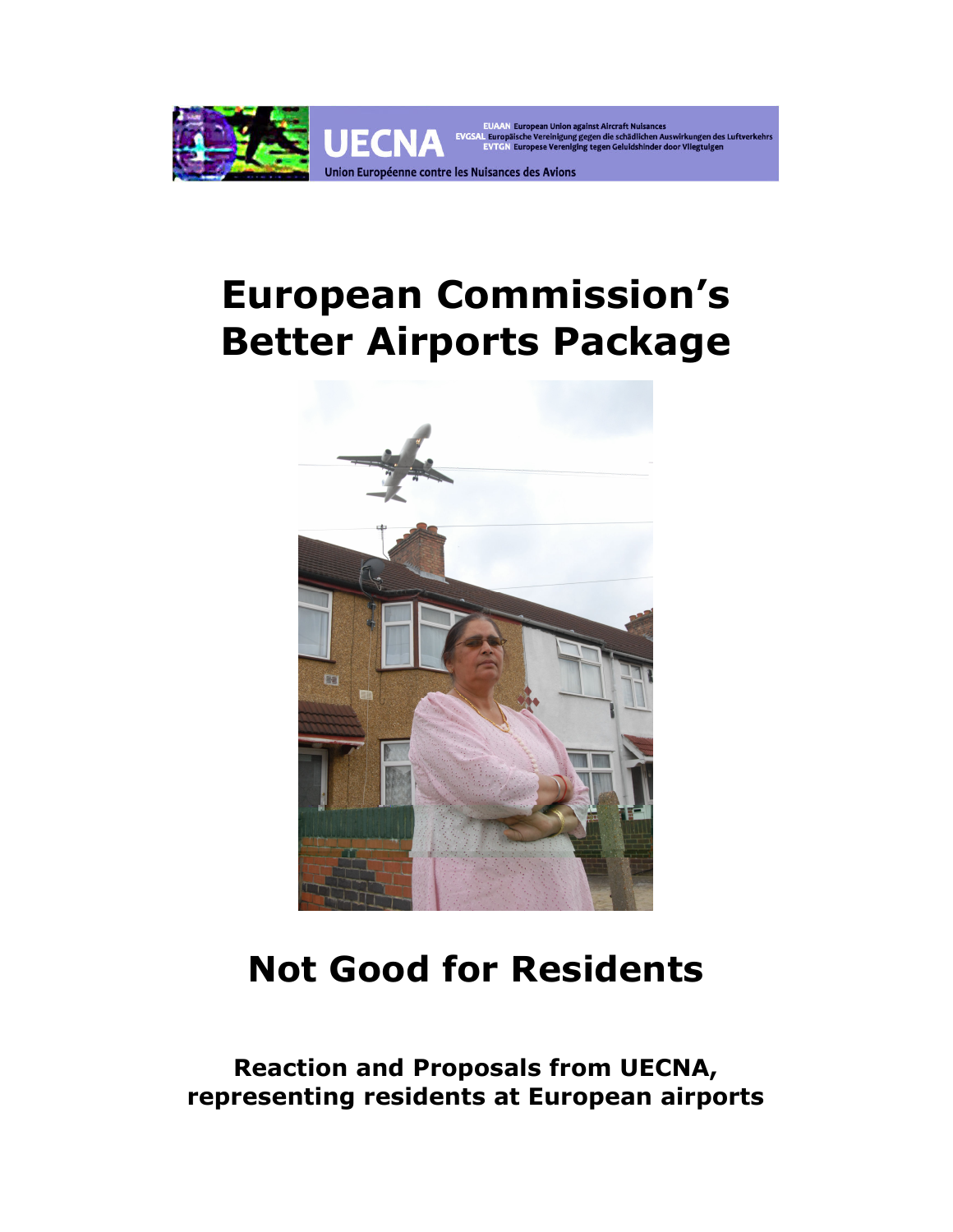UECNA

EUAAN European Union against Aircraft Nuisances
EVGSAL Europäische Vereinigung gegen die schädlichen Auswirkungen des Luftverkehrs
EVTGN Europese Vereniging tegen Geluidshinder door Vliegtuigen

Union Européenne contre les Nuisances des Avions

# European Commission's Better Airports Package

# Not Good for Residents

**Reaction and Proposals from UECNA, representing residents at European airports**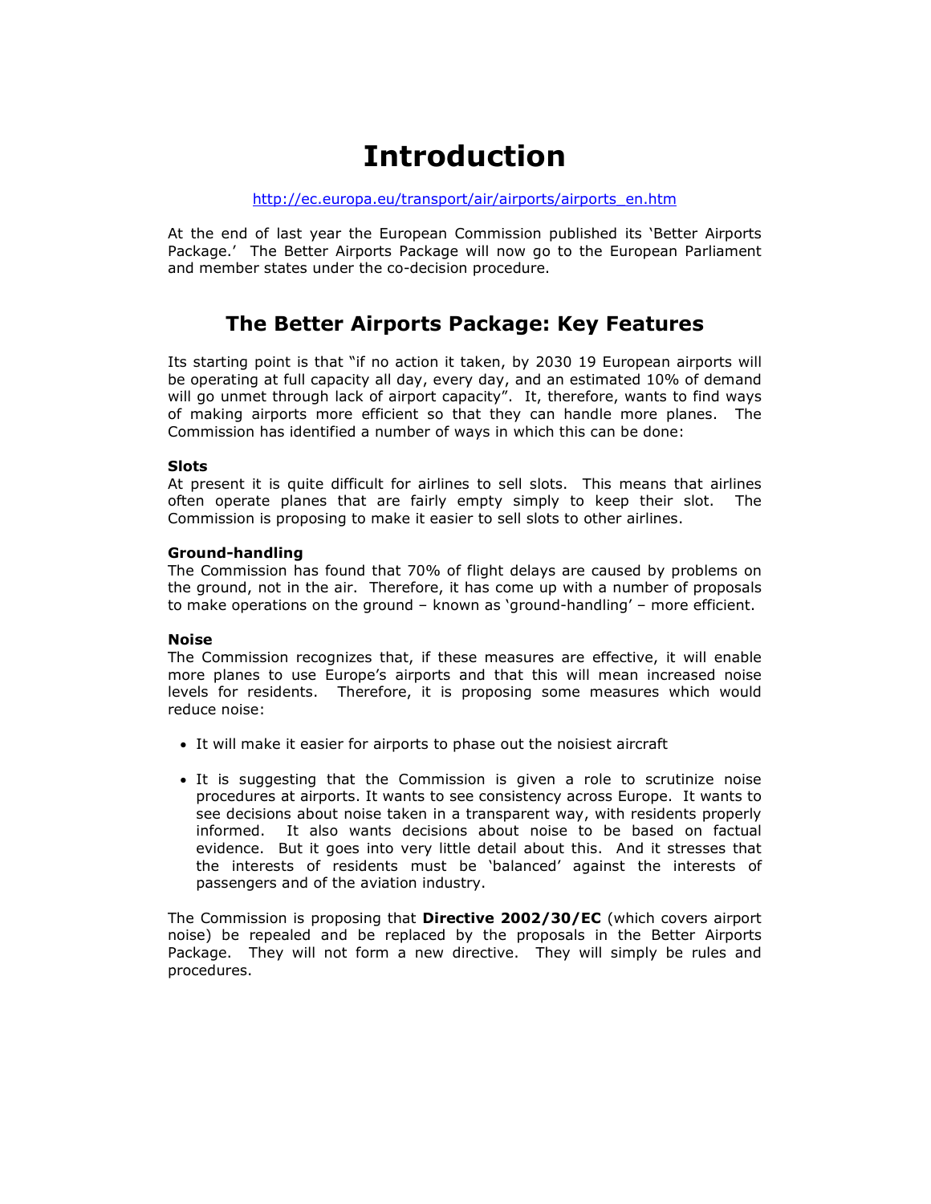# Introduction

http://ec.europa.eu/transport/air/airports/airports_en.htm

At the end of last year the European Commission published its 'Better Airports Package.' The Better Airports Package will now go to the European Parliament and member states under the co-decision procedure.

## The Better Airports Package: Key Features

Its starting point is that "if no action it taken, by 2030 19 European airports will be operating at full capacity all day, every day, and an estimated 10% of demand will go unmet through lack of airport capacity". It, therefore, wants to find ways of making airports more efficient so that they can handle more planes. The Commission has identified a number of ways in which this can be done:

**Slots**
At present it is quite difficult for airlines to sell slots. This means that airlines often operate planes that are fairly empty simply to keep their slot. The Commission is proposing to make it easier to sell slots to other airlines.

**Ground-handling**
The Commission has found that 70% of flight delays are caused by problems on the ground, not in the air. Therefore, it has come up with a number of proposals to make operations on the ground – known as 'ground-handling' – more efficient.

**Noise**
The Commission recognizes that, if these measures are effective, it will enable more planes to use Europe's airports and that this will mean increased noise levels for residents. Therefore, it is proposing some measures which would reduce noise:

- It will make it easier for airports to phase out the noisiest aircraft
- It is suggesting that the Commission is given a role to scrutinize noise procedures at airports. It wants to see consistency across Europe. It wants to see decisions about noise taken in a transparent way, with residents properly informed. It also wants decisions about noise to be based on factual evidence. But it goes into very little detail about this. And it stresses that the interests of residents must be 'balanced' against the interests of passengers and of the aviation industry.

The Commission is proposing that **Directive 2002/30/EC** (which covers airport noise) be repealed and be replaced by the proposals in the Better Airports Package. They will not form a new directive. They will simply be rules and procedures.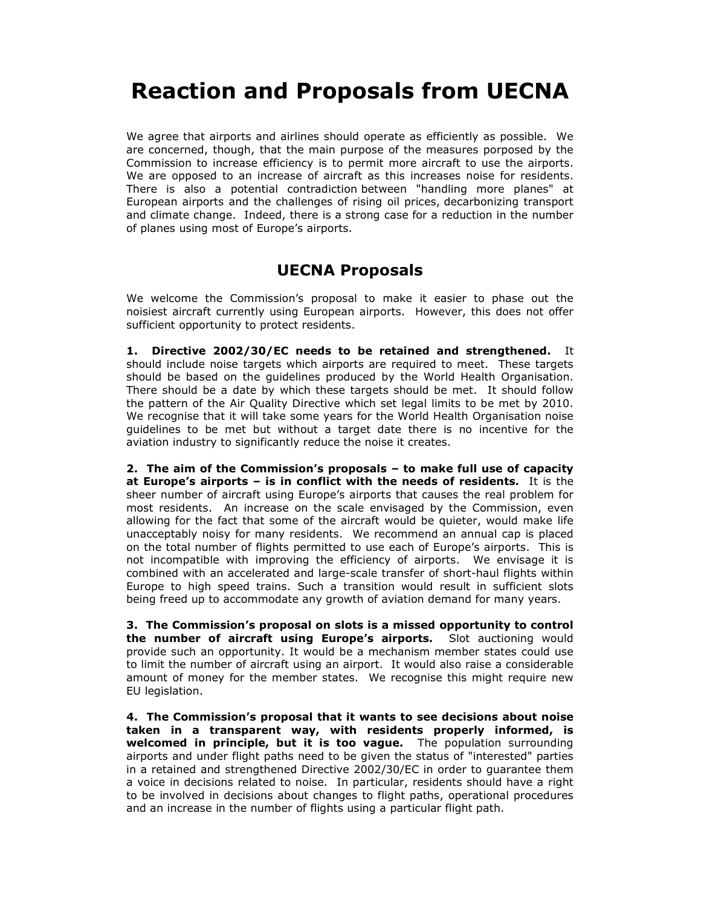# Reaction and Proposals from UECNA

We agree that airports and airlines should operate as efficiently as possible. We are concerned, though, that the main purpose of the measures porposed by the Commission to increase efficiency is to permit more aircraft to use the airports. We are opposed to an increase of aircraft as this increases noise for residents. There is also a potential contradiction between "handling more planes" at European airports and the challenges of rising oil prices, decarbonizing transport and climate change. Indeed, there is a strong case for a reduction in the number of planes using most of Europe's airports.

## UECNA Proposals

We welcome the Commission's proposal to make it easier to phase out the noisiest aircraft currently using European airports. However, this does not offer sufficient opportunity to protect residents.

**1. Directive 2002/30/EC needs to be retained and strengthened.** It should include noise targets which airports are required to meet. These targets should be based on the guidelines produced by the World Health Organisation. There should be a date by which these targets should be met. It should follow the pattern of the Air Quality Directive which set legal limits to be met by 2010. We recognise that it will take some years for the World Health Organisation noise guidelines to be met but without a target date there is no incentive for the aviation industry to significantly reduce the noise it creates.

**2. The aim of the Commission's proposals – to make full use of capacity at Europe's airports – is in conflict with the needs of residents.** It is the sheer number of aircraft using Europe's airports that causes the real problem for most residents. An increase on the scale envisaged by the Commission, even allowing for the fact that some of the aircraft would be quieter, would make life unacceptably noisy for many residents. We recommend an annual cap is placed on the total number of flights permitted to use each of Europe's airports. This is not incompatible with improving the efficiency of airports. We envisage it is combined with an accelerated and large-scale transfer of short-haul flights within Europe to high speed trains. Such a transition would result in sufficient slots being freed up to accommodate any growth of aviation demand for many years.

**3. The Commission's proposal on slots is a missed opportunity to control the number of aircraft using Europe's airports.** Slot auctioning would provide such an opportunity. It would be a mechanism member states could use to limit the number of aircraft using an airport. It would also raise a considerable amount of money for the member states. We recognise this might require new EU legislation.

**4. The Commission's proposal that it wants to see decisions about noise taken in a transparent way, with residents properly informed, is welcomed in principle, but it is too vague.** The population surrounding airports and under flight paths need to be given the status of "interested" parties in a retained and strengthened Directive 2002/30/EC in order to guarantee them a voice in decisions related to noise. In particular, residents should have a right to be involved in decisions about changes to flight paths, operational procedures and an increase in the number of flights using a particular flight path.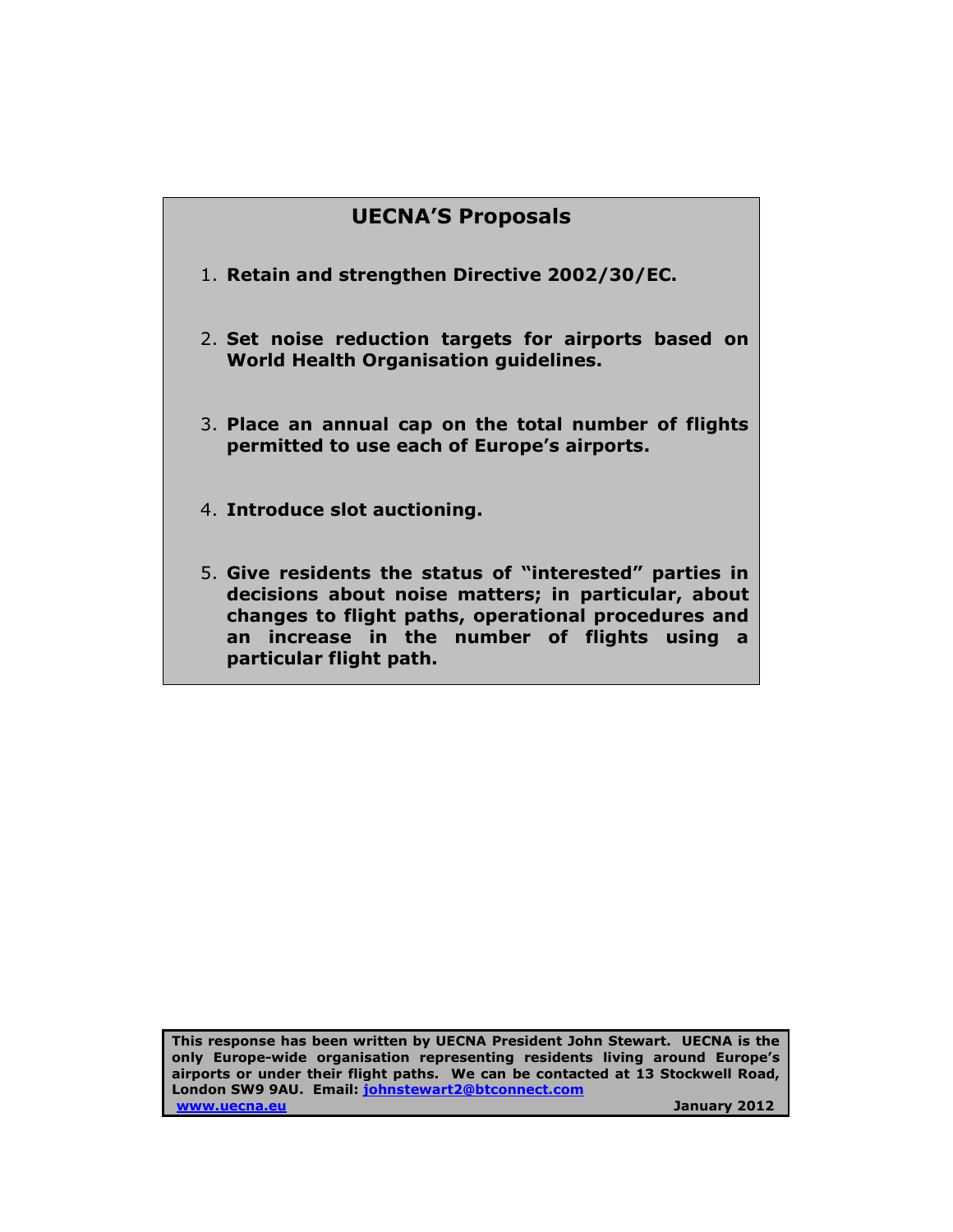## UECNA'S Proposals

1. **Retain and strengthen Directive 2002/30/EC.**

2. **Set noise reduction targets for airports based on World Health Organisation guidelines.**

3. **Place an annual cap on the total number of flights permitted to use each of Europe's airports.**

4. **Introduce slot auctioning.**

5. **Give residents the status of "interested" parties in decisions about noise matters; in particular, about changes to flight paths, operational procedures and an increase in the number of flights using a particular flight path.**

**This response has been written by UECNA President John Stewart. UECNA is the only Europe-wide organisation representing residents living around Europe's airports or under their flight paths. We can be contacted at 13 Stockwell Road, London SW9 9AU. Email: johnstewart2@btconnect.com**
**www.uecna.eu** **January 2012**